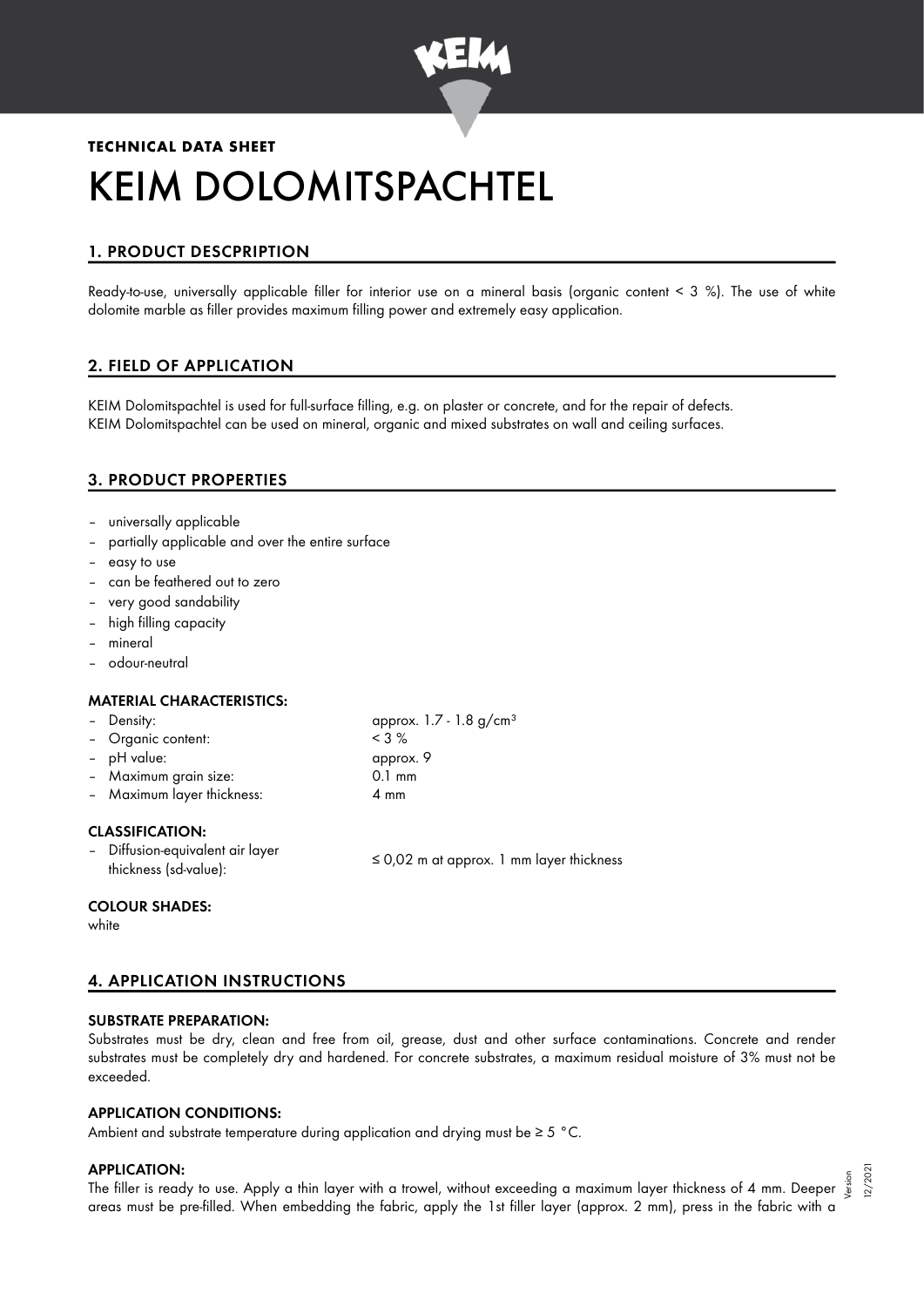**TECHNICAL DATA SHEET**

# KEIM DOLOMITSPACHTEL

## 1. PRODUCT DESCPRIPTION

Ready-to-use, universally applicable filler for interior use on a mineral basis (organic content < 3 %). The use of white dolomite marble as filler provides maximum filling power and extremely easy application.

## 2. FIELD OF APPLICATION

KEIM Dolomitspachtel is used for full-surface filling, e.g. on plaster or concrete, and for the repair of defects.
KEIM Dolomitspachtel can be used on mineral, organic and mixed substrates on wall and ceiling surfaces.

## 3. PRODUCT PROPERTIES

- universally applicable
- partially applicable and over the entire surface
- easy to use
- can be feathered out to zero
- very good sandability
- high filling capacity
- mineral
- odour-neutral

### MATERIAL CHARACTERISTICS:

| | |
|---|---|
| – Density: | approx. 1.7 - 1.8 g/cm³ |
| – Organic content: | < 3 % |
| – pH value: | approx. 9 |
| – Maximum grain size: | 0.1 mm |
| – Maximum layer thickness: | 4 mm |

### CLASSIFICATION:

| | |
|---|---|
| – Diffusion-equivalent air layer thickness (sd-value): | ≤ 0,02 m at approx. 1 mm layer thickness |

### COLOUR SHADES:

white

## 4. APPLICATION INSTRUCTIONS

### SUBSTRATE PREPARATION:

Substrates must be dry, clean and free from oil, grease, dust and other surface contaminations. Concrete and render substrates must be completely dry and hardened. For concrete substrates, a maximum residual moisture of 3% must not be exceeded.

### APPLICATION CONDITIONS:

Ambient and substrate temperature during application and drying must be ≥ 5 °C.

### APPLICATION:

The filler is ready to use. Apply a thin layer with a trowel, without exceeding a maximum layer thickness of 4 mm. Deeper areas must be pre-filled. When embedding the fabric, apply the 1st filler layer (approx. 2 mm), press in the fabric with a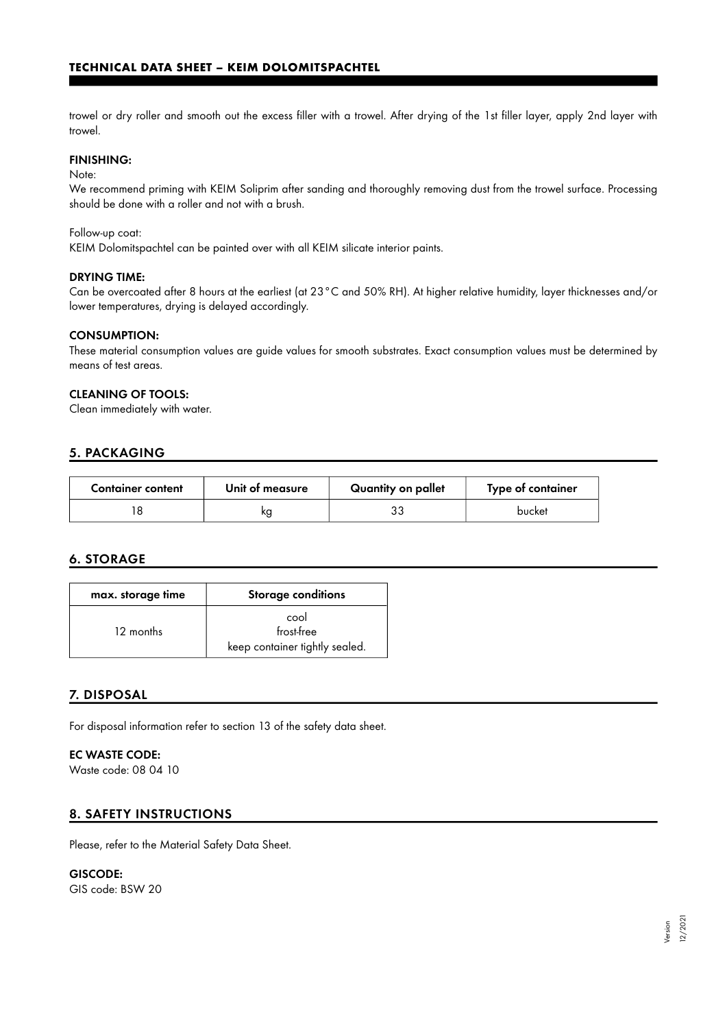trowel or dry roller and smooth out the excess filler with a trowel. After drying of the 1st filler layer, apply 2nd layer with trowel.

#### FINISHING:

Note:
We recommend priming with KEIM Soliprim after sanding and thoroughly removing dust from the trowel surface. Processing should be done with a roller and not with a brush.

Follow-up coat:
KEIM Dolomitspachtel can be painted over with all KEIM silicate interior paints.

#### DRYING TIME:

Can be overcoated after 8 hours at the earliest (at 23 °C and 50% RH). At higher relative humidity, layer thicknesses and/or lower temperatures, drying is delayed accordingly.

#### CONSUMPTION:

These material consumption values are guide values for smooth substrates. Exact consumption values must be determined by means of test areas.

#### CLEANING OF TOOLS:

Clean immediately with water.

## 5. PACKAGING

| Container content | Unit of measure | Quantity on pallet | Type of container |
| --- | --- | --- | --- |
| 18 | kg | 33 | bucket |

## 6. STORAGE

| max. storage time | Storage conditions |
| --- | --- |
| 12 months | cool<br>frost-free<br>keep container tightly sealed. |

## 7. DISPOSAL

For disposal information refer to section 13 of the safety data sheet.

#### EC WASTE CODE:

Waste code: 08 04 10

## 8. SAFETY INSTRUCTIONS

Please, refer to the Material Safety Data Sheet.

#### GISCODE:

GIS code: BSW 20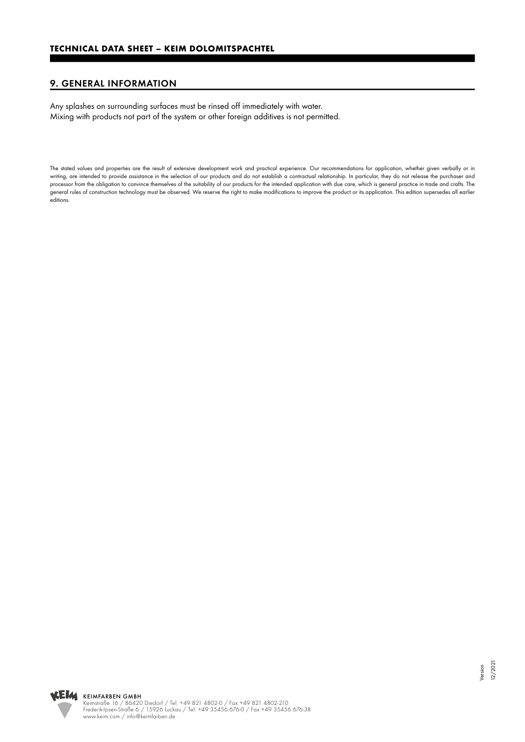## 9. GENERAL INFORMATION

Any splashes on surrounding surfaces must be rinsed off immediately with water.
Mixing with products not part of the system or other foreign additives is not permitted.

The stated values and properties are the result of extensive development work and practical experience. Our recommendations for application, whether given verbally or in writing, are intended to provide assistance in the selection of our products and do not establish a contractual relationship. In particular, they do not release the purchaser and processor from the obligation to convince themselves of the suitability of our products for the intended application with due care, which is general practice in trade and crafts. The general rules of construction technology must be observed. We reserve the right to make modifications to improve the product or its application. This edition supersedes all earlier editions.

KEIMFARBEN GMBH
Keimstraße 16 / 86420 Diedorf / Tel. +49 821 4802-0 / Fax +49 821 4802-210
Frederik-Ipsen-Straße 6 / 15926 Luckau / Tel. +49 35456 676-0 / Fax +49 35456 676-38
www.keim.com / info@keimfarben.de

Version 12/2021